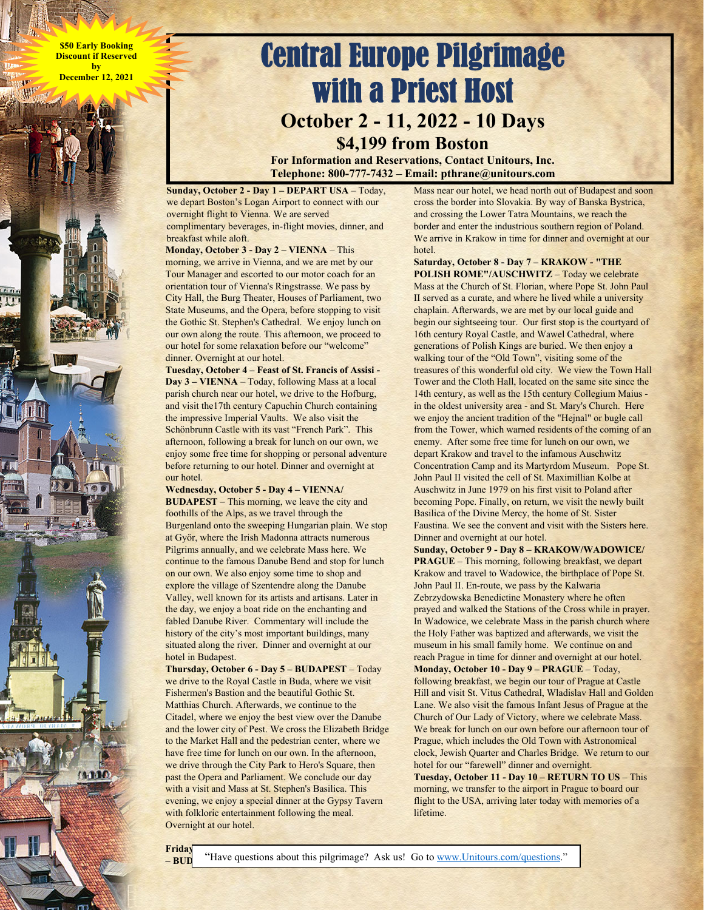$50 Early Booking Discount if Reserved by December 12, 2021

# Central Europe Pilgrimage with a Priest Host

## October 2 - 11, 2022 - 10 Days

## $4,199 from Boston

**For Information and Reservations, Contact Unitours, Inc.**
**Telephone: 800-777-7432 – Email: pthrane@unitours.com**

**Sunday, October 2 - Day 1 – DEPART USA** – Today, we depart Boston's Logan Airport to connect with our overnight flight to Vienna. We are served complimentary beverages, in-flight movies, dinner, and breakfast while aloft.

**Monday, October 3 - Day 2 – VIENNA** – This morning, we arrive in Vienna, and we are met by our Tour Manager and escorted to our motor coach for an orientation tour of Vienna's Ringstrasse. We pass by City Hall, the Burg Theater, Houses of Parliament, two State Museums, and the Opera, before stopping to visit the Gothic St. Stephen's Cathedral. We enjoy lunch on our own along the route. This afternoon, we proceed to our hotel for some relaxation before our "welcome" dinner. Overnight at our hotel.

**Tuesday, October 4 – Feast of St. Francis of Assisi - Day 3 – VIENNA** – Today, following Mass at a local parish church near our hotel, we drive to the Hofburg, and visit the17th century Capuchin Church containing the impressive Imperial Vaults. We also visit the Schönbrunn Castle with its vast "French Park". This afternoon, following a break for lunch on our own, we enjoy some free time for shopping or personal adventure before returning to our hotel. Dinner and overnight at our hotel.

**Wednesday, October 5 - Day 4 – VIENNA/ BUDAPEST** – This morning, we leave the city and foothills of the Alps, as we travel through the Burgenland onto the sweeping Hungarian plain. We stop at Györ, where the Irish Madonna attracts numerous Pilgrims annually, and we celebrate Mass here. We continue to the famous Danube Bend and stop for lunch on our own. We also enjoy some time to shop and explore the village of Szentendre along the Danube Valley, well known for its artists and artisans. Later in the day, we enjoy a boat ride on the enchanting and fabled Danube River. Commentary will include the history of the city's most important buildings, many situated along the river. Dinner and overnight at our hotel in Budapest.

**Thursday, October 6 - Day 5 – BUDAPEST** – Today we drive to the Royal Castle in Buda, where we visit Fishermen's Bastion and the beautiful Gothic St. Matthias Church. Afterwards, we continue to the Citadel, where we enjoy the best view over the Danube and the lower city of Pest. We cross the Elizabeth Bridge to the Market Hall and the pedestrian center, where we have free time for lunch on our own. In the afternoon, we drive through the City Park to Hero's Square, then past the Opera and Parliament. We conclude our day with a visit and Mass at St. Stephen's Basilica. This evening, we enjoy a special dinner at the Gypsy Tavern with folkloric entertainment following the meal. Overnight at our hotel.

**Friday – BUD**

Mass near our hotel, we head north out of Budapest and soon cross the border into Slovakia. By way of Banska Bystrica, and crossing the Lower Tatra Mountains, we reach the border and enter the industrious southern region of Poland. We arrive in Krakow in time for dinner and overnight at our hotel.

**Saturday, October 8 - Day 7 – KRAKOW - "THE POLISH ROME"/AUSCHWITZ** – Today we celebrate Mass at the Church of St. Florian, where Pope St. John Paul II served as a curate, and where he lived while a university chaplain. Afterwards, we are met by our local guide and begin our sightseeing tour. Our first stop is the courtyard of 16th century Royal Castle, and Wawel Cathedral, where generations of Polish Kings are buried. We then enjoy a walking tour of the "Old Town", visiting some of the treasures of this wonderful old city. We view the Town Hall Tower and the Cloth Hall, located on the same site since the 14th century, as well as the 15th century Collegium Maius - in the oldest university area - and St. Mary's Church. Here we enjoy the ancient tradition of the "Hejnal" or bugle call from the Tower, which warned residents of the coming of an enemy. After some free time for lunch on our own, we depart Krakow and travel to the infamous Auschwitz Concentration Camp and its Martyrdom Museum. Pope St. John Paul II visited the cell of St. Maximillian Kolbe at Auschwitz in June 1979 on his first visit to Poland after becoming Pope. Finally, on return, we visit the newly built Basilica of the Divine Mercy, the home of St. Sister Faustina. We see the convent and visit with the Sisters here. Dinner and overnight at our hotel.

**Sunday, October 9 - Day 8 – KRAKOW/WADOWICE/ PRAGUE** – This morning, following breakfast, we depart Krakow and travel to Wadowice, the birthplace of Pope St. John Paul II. En-route, we pass by the Kalwaria Zebrzydowska Benedictine Monastery where he often prayed and walked the Stations of the Cross while in prayer. In Wadowice, we celebrate Mass in the parish church where the Holy Father was baptized and afterwards, we visit the museum in his small family home. We continue on and reach Prague in time for dinner and overnight at our hotel.

**Monday, October 10 - Day 9 – PRAGUE** – Today, following breakfast, we begin our tour of Prague at Castle Hill and visit St. Vitus Cathedral, Wladislav Hall and Golden Lane. We also visit the famous Infant Jesus of Prague at the Church of Our Lady of Victory, where we celebrate Mass. We break for lunch on our own before our afternoon tour of Prague, which includes the Old Town with Astronomical clock, Jewish Quarter and Charles Bridge. We return to our hotel for our "farewell" dinner and overnight.

**Tuesday, October 11 - Day 10 – RETURN TO US** – This morning, we transfer to the airport in Prague to board our flight to the USA, arriving later today with memories of a lifetime.

"Have questions about this pilgrimage? Ask us! Go to www.Unitours.com/questions."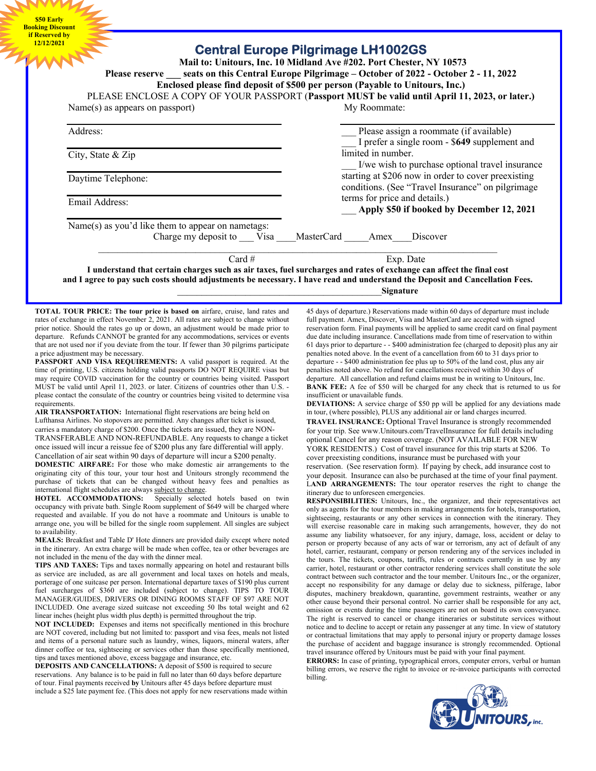**$50 Early Booking Discount if Reserved by 12/12/2021**

# Central Europe Pilgrimage LH1002GS

**Mail to: Unitours, Inc. 10 Midland Ave #202. Port Chester, NY 10573**

**Please reserve ___ seats on this Central Europe Pilgrimage – October of 2022 - October 2 - 11, 2022**

**Enclosed please find deposit of $500 per person (Payable to Unitours, Inc.)**

PLEASE ENCLOSE A COPY OF YOUR PASSPORT (**Passport MUST be valid until April 11, 2023, or later.)**

Name(s) as appears on passport) ______________________

Address: ______________________

City, State & Zip ______________________

Daytime Telephone: ______________________

Email Address: ______________________

My Roommate: ______________________

___ Please assign a roommate (if available)

___ I prefer a single room - $**649** supplement and limited in number.

___ I/we wish to purchase optional travel insurance starting at $206 now in order to cover preexisting conditions. (See "Travel Insurance" on pilgrimage terms for price and details.)

___ **Apply $50 if booked by December 12, 2021**

Name(s) as you'd like them to appear on nametags:

Charge my deposit to ___ Visa ____MasterCard _____Amex____Discover

______________________________________________

Card # Exp. Date

**I understand that certain charges such as air taxes, fuel surcharges and rates of exchange can affect the final cost and I agree to pay such costs should adjustments be necessary. I have read and understand the Deposit and Cancellation Fees.**

______________________________**Signature**

**TOTAL TOUR PRICE: The tour price is based on** airfare, cruise, land rates and rates of exchange in effect November 2, 2021. All rates are subject to change without prior notice. Should the rates go up or down, an adjustment would be made prior to departure. Refunds CANNOT be granted for any accommodations, services or events that are not used nor if you deviate from the tour. If fewer than 30 pilgrims participate a price adjustment may be necessary.

**PASSPORT AND VISA REQUIREMENTS:** A valid passport is required. At the time of printing, U.S. citizens holding valid passports DO NOT REQUIRE visas but may require COVID vaccination for the country or countries being visited. Passport MUST be valid until April 11, 2023. or later. Citizens of countries other than U.S. - please contact the consulate of the country or countries being visited to determine visa requirements.

**AIR TRANSPORTATION:** International flight reservations are being held on Lufthansa Airlines. No stopovers are permitted. Any changes after ticket is issued, carries a mandatory charge of $200. Once the tickets are issued, they are NON-TRANSFERABLE AND NON-REFUNDABLE. Any requests to change a ticket once issued will incur a reissue fee of $200 plus any fare differential will apply. Cancellation of air seat within 90 days of departure will incur a $200 penalty.

**DOMESTIC AIRFARE:** For those who make domestic air arrangements to the originating city of this tour, your tour host and Unitours strongly recommend the purchase of tickets that can be changed without heavy fees and penalties as international flight schedules are always subject to change.

**HOTEL ACCOMMODATIONS:** Specially selected hotels based on twin occupancy with private bath. Single Room supplement of $649 will be charged where requested and available. If you do not have a roommate and Unitours is unable to arrange one, you will be billed for the single room supplement. All singles are subject to availability.

**MEALS:** Breakfast and Table D' Hote dinners are provided daily except where noted in the itinerary. An extra charge will be made when coffee, tea or other beverages are not included in the menu of the day with the dinner meal.

**TIPS AND TAXES:** Tips and taxes normally appearing on hotel and restaurant bills as service are included, as are all government and local taxes on hotels and meals, porterage of one suitcase per person. International departure taxes of $190 plus current fuel surcharges of $360 are included (subject to change). TIPS TO TOUR MANAGER/GUIDES, DRIVERS OR DINING ROOMS STAFF OF $97 ARE NOT INCLUDED. One average sized suitcase not exceeding 50 lbs total weight and 62 linear inches (height plus width plus depth) is permitted throughout the trip.

**NOT INCLUDED:** Expenses and items not specifically mentioned in this brochure are NOT covered, including but not limited to: passport and visa fees, meals not listed and items of a personal nature such as laundry, wines, liquors, mineral waters, after dinner coffee or tea, sightseeing or services other than those specifically mentioned, tips and taxes mentioned above, excess baggage and insurance, etc.

**DEPOSITS AND CANCELLATIONS:** A deposit of $500 is required to secure reservations. Any balance is to be paid in full no later than 60 days before departure of tour. Final payments received **by** Unitours after 45 days before departure must include a $25 late payment fee. (This does not apply for new reservations made within 45 days of departure.) Reservations made within 60 days of departure must include full payment. Amex, Discover, Visa and MasterCard are accepted with signed reservation form. Final payments will be applied to same credit card on final payment due date including insurance. Cancellations made from time of reservation to within 61 days prior to departure - - $400 administration fee (charged to deposit) plus any air penalties noted above. In the event of a cancellation from 60 to 31 days prior to departure - - $400 administration fee plus up to 50% of the land cost, plus any air penalties noted above. No refund for cancellations received within 30 days of departure. All cancellation and refund claims must be in writing to Unitours, Inc.

**BANK FEE:** A fee of $50 will be charged for any check that is returned to us for insufficient or unavailable funds.

**DEVIATIONS:** A service charge of $50 pp will be applied for any deviations made in tour, (where possible), PLUS any additional air or land charges incurred.

**TRAVEL INSURANCE:** Optional Travel Insurance is strongly recommended for your trip. See www.Unitours.com/TravelInsurance for full details including optional Cancel for any reason coverage. (NOT AVAILABLE FOR NEW YORK RESIDENTS.) Cost of travel insurance for this trip starts at $206. To cover preexisting conditions, insurance must be purchased with your reservation. (See reservation form). If paying by check, add insurance cost to your deposit. Insurance can also be purchased at the time of your final payment.

**LAND ARRANGEMENTS:** The tour operator reserves the right to change the itinerary due to unforeseen emergencies.

**RESPONSIBILITIES:** Unitours, Inc., the organizer, and their representatives act only as agents for the tour members in making arrangements for hotels, transportation, sightseeing, restaurants or any other services in connection with the itinerary. They will exercise reasonable care in making such arrangements, however, they do not assume any liability whatsoever, for any injury, damage, loss, accident or delay to person or property because of any acts of war or terrorism, any act of default of any hotel, carrier, restaurant, company or person rendering any of the services included in the tours. The tickets, coupons, tariffs, rules or contracts currently in use by any carrier, hotel, restaurant or other contractor rendering services shall constitute the sole contract between such contractor and the tour member. Unitours Inc., or the organizer, accept no responsibility for any damage or delay due to sickness, pilferage, labor disputes, machinery breakdown, quarantine, government restraints, weather or any other cause beyond their personal control. No carrier shall be responsible for any act, omission or events during the time passengers are not on board its own conveyance. The right is reserved to cancel or change itineraries or substitute services without notice and to decline to accept or retain any passenger at any time. In view of statutory or contractual limitations that may apply to personal injury or property damage losses the purchase of accident and baggage insurance is strongly recommended. Optional travel insurance offered by Unitours must be paid with your final payment.

**ERRORS:** In case of printing, typographical errors, computer errors, verbal or human billing errors, we reserve the right to invoice or re-invoice participants with corrected billing.

60th UNITOURS, Inc.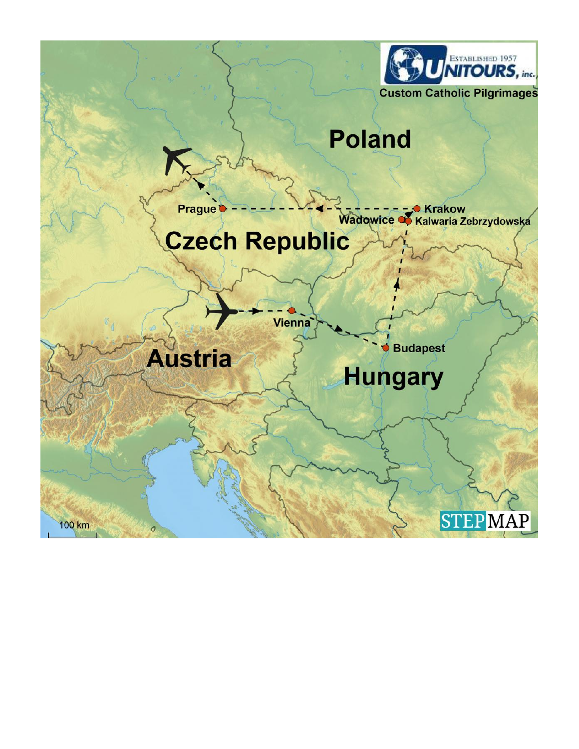ESTABLISHED 1957

UNITOURS, inc.

Custom Catholic Pilgrimages

Poland

Prague

Krakow

Wadowice

Kalwaria Zebrzydowska

Czech Republic

Vienna

Budapest

Austria

Hungary

100 km

STEPMAP